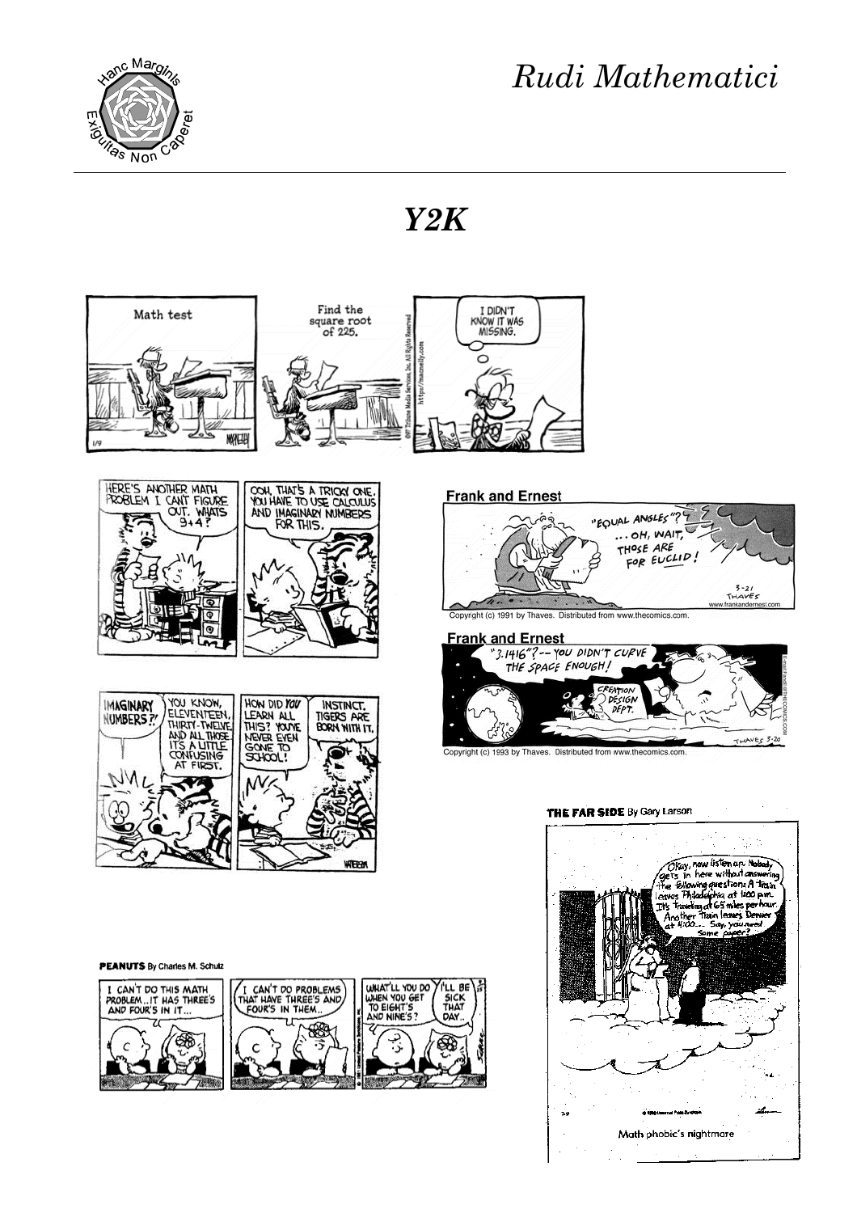# Y2K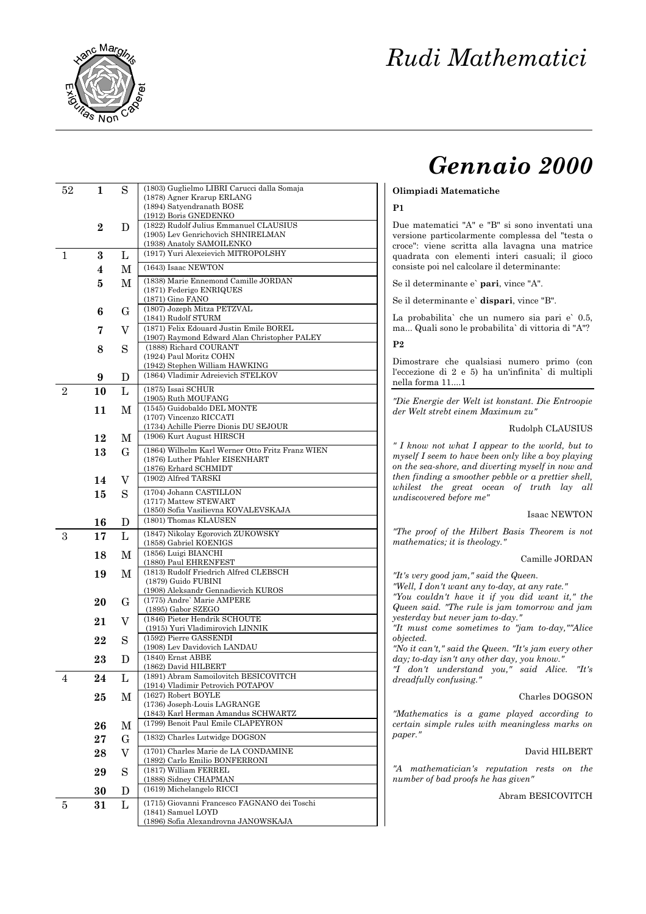# Rudi Mathematici

# Gennaio 2000

| | | | |
|---|---|---|---|
| 52 | **1** | S | (1803) Guglielmo LIBRI Carucci dalla Somaja<br>(1878) Agner Krarup ERLANG<br>(1894) Satyendranath BOSE<br>(1912) Boris GNEDENKO |
| | **2** | D | (1822) Rudolf Julius Emmanuel CLAUSIUS<br>(1905) Lev Genrichovich SHNIRELMAN<br>(1938) Anatoly SAMOILENKO |
| 1 | **3** | L | (1917) Yuri Alexeievich MITROPOLSHY |
| | **4** | M | (1643) Isaac NEWTON |
| | **5** | M | (1838) Marie Ennemond Camille JORDAN<br>(1871) Federigo ENRIQUES<br>(1871) Gino FANO |
| | **6** | G | (1807) Jozeph Mitza PETZVAL<br>(1841) Rudolf STURM |
| | **7** | V | (1871) Felix Edouard Justin Emile BOREL<br>(1907) Raymond Edward Alan Christopher PALEY |
| | **8** | S | (1888) Richard COURANT<br>(1924) Paul Moritz COHN<br>(1942) Stephen William HAWKING |
| | **9** | D | (1864) Vladimir Adreievich STELKOV |
| 2 | **10** | L | (1875) Issai SCHUR<br>(1905) Ruth MOUFANG |
| | **11** | M | (1545) Guidobaldo DEL MONTE<br>(1707) Vincenzo RICCATI<br>(1734) Achille Pierre Dionis DU SEJOUR |
| | **12** | M | (1906) Kurt August HIRSCH |
| | **13** | G | (1864) Wilhelm Karl Werner Otto Fritz Franz WIEN<br>(1876) Luther Pfahler EISENHART<br>(1876) Erhard SCHMIDT |
| | **14** | V | (1902) Alfred TARSKI |
| | **15** | S | (1704) Johann CASTILLON<br>(1717) Mattew STEWART<br>(1850) Sofia Vasilievna KOVALEVSKAJA |
| | **16** | D | (1801) Thomas KLAUSEN |
| 3 | **17** | L | (1847) Nikolay Egorovich ZUKOWSKY<br>(1858) Gabriel KOENIGS |
| | **18** | M | (1856) Luigi BIANCHI<br>(1880) Paul EHRENFEST |
| | **19** | M | (1813) Rudolf Friedrich Alfred CLEBSCH<br>(1879) Guido FUBINI<br>(1908) Aleksandr Gennadievich KUROS |
| | **20** | G | (1775) Andre` Marie AMPERE<br>(1895) Gabor SZEGO |
| | **21** | V | (1846) Pieter Hendrik SCHOUTE<br>(1915) Yuri Vladimirovich LINNIK |
| | **22** | S | (1592) Pierre GASSENDI<br>(1908) Lev Davidovich LANDAU |
| | **23** | D | (1840) Ernst ABBE<br>(1862) David HILBERT |
| 4 | **24** | L | (1891) Abram Samoilovitch BESICOVITCH<br>(1914) Vladimir Petrovich POTAPOV |
| | **25** | M | (1627) Robert BOYLE<br>(1736) Joseph-Louis LAGRANGE<br>(1843) Karl Herman Amandus SCHWARTZ |
| | **26** | M | (1799) Benoit Paul Emile CLAPEYRON |
| | **27** | G | (1832) Charles Lutwidge DOGSON |
| | **28** | V | (1701) Charles Marie de LA CONDAMINE<br>(1892) Carlo Emilio BONFERRONI |
| | **29** | S | (1817) William FERREL<br>(1888) Sidney CHAPMAN |
| | **30** | D | (1619) Michelangelo RICCI |
| 5 | **31** | L | (1715) Giovanni Francesco FAGNANO dei Toschi<br>(1841) Samuel LOYD<br>(1896) Sofia Alexandrovna JANOWSKAJA |

**Olimpiadi Matematiche**

**P1**

Due matematici "A" e "B" si sono inventati una versione particolarmente complessa del "testa o croce": viene scritta alla lavagna una matrice quadrata con elementi interi casuali; il gioco consiste poi nel calcolare il determinante:

Se il determinante e` **pari**, vince "A".

Se il determinante e` **dispari**, vince "B".

La probabilita` che un numero sia pari e` 0.5, ma... Quali sono le probabilita` di vittoria di "A"?

**P2**

Dimostrare che qualsiasi numero primo (con l'eccezione di 2 e 5) ha un'infinita` di multipli nella forma 11....1

---

*"Die Energie der Welt ist konstant. Die Entroopie der Welt strebt einem Maximum zu"*

Rudolph CLAUSIUS

*" I know not what I appear to the world, but to myself I seem to have been only like a boy playing on the sea-shore, and diverting myself in now and then finding a smoother pebble or a prettier shell, whilest the great ocean of truth lay all undiscovered before me"*

Isaac NEWTON

*"The proof of the Hilbert Basis Theorem is not mathematics; it is theology."*

Camille JORDAN

*"It's very good jam," said the Queen.*
*"Well, I don't want any to-day, at any rate."*
*"You couldn't have it if you did want it," the Queen said. "The rule is jam tomorrow and jam yesterday but never jam to-day."*
*"It must come sometimes to "jam to-day,""Alice objected.*
*"No it can't," said the Queen. "It's jam every other day; to-day isn't any other day, you know."*
*"I don't understand you," said Alice. "It's dreadfully confusing."*

Charles DOGSON

*"Mathematics is a game played according to certain simple rules with meaningless marks on paper."*

David HILBERT

*"A mathematician's reputation rests on the number of bad proofs he has given"*

Abram BESICOVITCH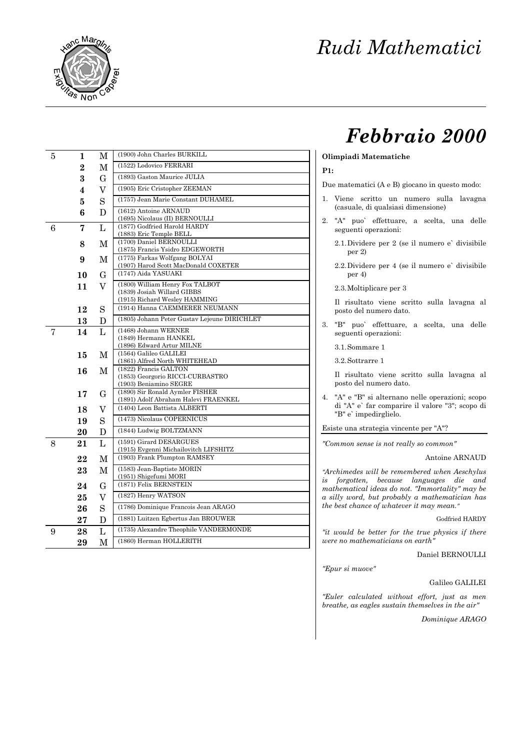# Rudi Mathematici

## Febbraio 2000

| | | | |
|---|---|---|---|
| 5 | **1** | M | (1900) John Charles BURKILL |
| | **2** | M | (1522) Lodovico FERRARI |
| | **3** | G | (1893) Gaston Maurice JULIA |
| | **4** | V | (1905) Eric Cristopher ZEEMAN |
| | **5** | S | (1757) Jean Marie Constant DUHAMEL |
| | **6** | D | (1612) Antoine ARNAUD<br>(1695) Nicolaus (II) BERNOULLI |
| 6 | **7** | L | (1877) Godfried Harold HARDY<br>(1883) Eric Temple BELL |
| | **8** | M | (1700) Daniel BERNOULLI<br>(1875) Francis Ysidro EDGEWORTH |
| | **9** | M | (1775) Farkas Wolfgang BOLYAI<br>(1907) Harod Scott MacDonald COXETER |
| | **10** | G | (1747) Aida YASUAKI |
| | **11** | V | (1800) William Henry Fox TALBOT<br>(1839) Josiah Willard GIBBS<br>(1915) Richard Wesley HAMMING |
| | **12** | S | (1914) Hanna CAEMMERER NEUMANN |
| | **13** | D | (1805) Johann Peter Gustav Lejeune DIRICHLET |
| 7 | **14** | L | (1468) Johann WERNER<br>(1849) Hermann HANKEL<br>(1896) Edward Artur MILNE |
| | **15** | M | (1564) Galileo GALILEI<br>(1861) Alfred North WHITEHEAD |
| | **16** | M | (1822) Francis GALTON<br>(1853) Georgorio RICCI-CURBASTRO<br>(1903) Beniamino SEGRE |
| | **17** | G | (1890) Sir Ronald Aymler FISHER<br>(1891) Adolf Abraham Halevi FRAENKEL |
| | **18** | V | (1404) Leon Battista ALBERTI |
| | **19** | S | (1473) Nicolaus COPERNICUS |
| | **20** | D | (1844) Ludwig BOLTZMANN |
| 8 | **21** | L | (1591) Girard DESARGUES<br>(1915) Evgenni Michailovitch LIFSHITZ |
| | **22** | M | (1903) Frank Plumpton RAMSEY |
| | **23** | M | (1583) Jean-Baptiste MORIN<br>(1951) Shigefumi MORI |
| | **24** | G | (1871) Felix BERNSTEIN |
| | **25** | V | (1827) Henry WATSON |
| | **26** | S | (1786) Dominique Francois Jean ARAGO |
| | **27** | D | (1881) Luitzen Egbertus Jan BROUWER |
| 9 | **28** | L | (1735) Alexandre Theophile VANDERMONDE |
| | **29** | M | (1860) Herman HOLLERITH |

**Olimpiadi Matematiche**

**P1:**

Due matematici (A e B) giocano in questo modo:

1. Viene scritto un numero sulla lavagna (casuale, di qualsiasi dimensione)
2. "A" puo` effettuare, a scelta, una delle seguenti operazioni:

   2.1. Dividere per 2 (se il numero e` divisibile per 2)

   2.2. Dividere per 4 (se il numero e` divisibile per 4)

   2.3. Moltiplicare per 3

   Il risultato viene scritto sulla lavagna al posto del numero dato.
3. "B" puo` effettuare, a scelta, una delle seguenti operazioni:

   3.1. Sommare 1

   3.2. Sottrarre 1

   Il risultato viene scritto sulla lavagna al posto del numero dato.
4. "A" e "B" si alternano nelle operazioni; scopo di "A" e` far comparire il valore "3"; scopo di "B" e` impedirglielo.

Esiste una strategia vincente per "A"?

*"Common sense is not really so common"*

Antoine ARNAUD

*"Archimedes will be remembered when Aeschylus is forgotten, because languages die and mathematical ideas do not. "Immortality" may be a silly word, but probably a mathematician has the best chance of whatever it may mean."*

Godfried HARDY

*"it would be better for the true physics if there were no mathematicians on earth"*

Daniel BERNOULLI

*"Epur si muove"*

Galileo GALILEI

*"Euler calculated without effort, just as men breathe, as eagles sustain themselves in the air"*

*Dominique ARAGO*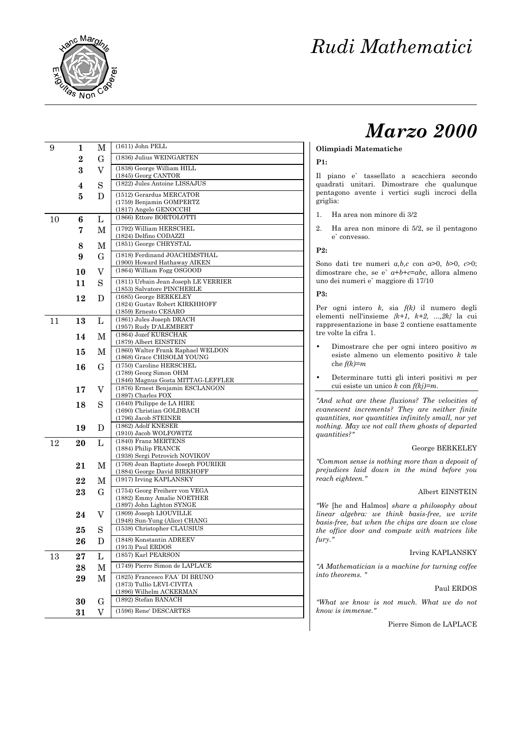# Rudi Mathematici

# Marzo 2000

| | | | |
|---|---|---|---|
| 9 | **1** | M | (1611) John PELL |
| | **2** | G | (1836) Julius WEINGARTEN |
| | **3** | V | (1838) George William HILL<br>(1845) Georg CANTOR |
| | **4** | S | (1822) Jules Antoine LISSAJUS |
| | **5** | D | (1512) Gerardus MERCATOR<br>(1759) Benjamin GOMPERTZ<br>(1817) Angelo GENOCCHI |
| 10 | **6** | L | (1866) Ettore BORTOLOTTI |
| | **7** | M | (1792) William HERSCHEL<br>(1824) Delfino CODAZZI |
| | **8** | M | (1851) George CHRYSTAL |
| | **9** | G | (1818) Ferdinand JOACHIMSTHAL<br>(1900) Howard Hathaway AIKEN |
| | **10** | V | (1864) William Fogg OSGOOD |
| | **11** | S | (1811) Urbain Jean Joseph LE VERRIER<br>(1853) Salvatore PINCHERLE |
| | **12** | D | (1685) George BERKELEY<br>(1824) Gustav Robert KIRKHHOFF<br>(1859) Ernesto CESARO |
| 11 | **13** | L | (1861) Jules Joseph DRACH<br>(1957) Rudy D'ALEMBERT |
| | **14** | M | (1864) Jozef KURSCHAK<br>(1879) Albert EINSTEIN |
| | **15** | M | (1860) Walter Frank Raphael WELDON<br>(1868) Grace CHISOLM YOUNG |
| | **16** | G | (1750) Caroline HERSCHEL<br>(1789) Georg Simon OHM<br>(1846) Magnus Gosta MITTAG-LEFFLER |
| | **17** | V | (1876) Ernest Benjamin ESCLANGON<br>(1897) Charles FOX |
| | **18** | S | (1640) Philippe de LA HIRE<br>(1690) Christian GOLDBACH<br>(1796) Jacob STEINER |
| | **19** | D | (1862) Adolf KNESER<br>(1910) Jacob WOLFOWITZ |
| 12 | **20** | L | (1840) Franz MERTENS<br>(1884) Philip FRANCK<br>(1938) Sergi Petrovich NOVIKOV |
| | **21** | M | (1768) Jean Baptiste Joseph FOURIER<br>(1884) George David BIRKHOFF |
| | **22** | M | (1917) Irving KAPLANSKY |
| | **23** | G | (1754) Georg Freiherr von VEGA<br>(1882) Emmy Amalie NOETHER<br>(1897) John Lighton SYNGE |
| | **24** | V | (1809) Joseph LIOUVILLE<br>(1948) Sun-Yung (Alice) CHANG |
| | **25** | S | (1538) Christopher CLAUSIUS |
| | **26** | D | (1848) Konstantin ADREEV<br>(1913) Paul ERDOS |
| 13 | **27** | L | (1857) Karl PEARSON |
| | **28** | M | (1749) Pierre Simon de LAPLACE |
| | **29** | M | (1825) Francesco FAA` DI BRUNO<br>(1873) Tullio LEVI-CIVITA<br>(1896) Wilhelm ACKERMAN |
| | **30** | G | (1892) Stefan BANACH |
| | **31** | V | (1596) Rene' DESCARTES |

**Olimpiadi Matematiche**

**P1:**

Il piano e` tassellato a scacchiera secondo quadrati unitari. Dimostrare che qualunque pentagono avente i vertici sugli incroci della griglia:

1. Ha area non minore di 3/2
2. Ha area non minore di 5/2, se il pentagono e` convesso.

**P2:**

Sono dati tre numeri $a,b,c$ con $a>0$, $b>0$, $c>0$; dimostrare che, se e` $a+b+c=abc$, allora almeno uno dei numeri e` maggiore di 17/10

**P3:**

Per ogni intero $k$, sia $f(k)$ il numero degli elementi nell'insieme $\{k+1, k+2, \ldots, 2k\}$ la cui rappresentazione in base 2 contiene esattamente tre volte la cifra 1.

- Dimostrare che per ogni intero positivo $m$ esiste almeno un elemento positivo $k$ tale che $f(k)=m$
- Determinare tutti gli interi positivi $m$ per cui esiste un unico $k$ con $f(kj)=m$.

*"And what are these fluxions? The velocities of evanescent increments? They are neither finite quantities, nor quantities infinitely small, nor yet nothing. May we not call them ghosts of departed quantities?"*

George BERKELEY

*"Common sense is nothing more than a deposit of prejudices laid down in the mind before you reach eighteen."*

Albert EINSTEIN

*"We* [he and Halmos] *share a philosophy about linear algebra: we think basis-free, we write basis-free, but when the chips are down we close the office door and compute with matrices like fury."*

Irving KAPLANSKY

*"A Mathematician is a machine for turning coffee into theorems. "*

Paul ERDOS

*"What we know is not much. What we do not know is immense."*

Pierre Simon de LAPLACE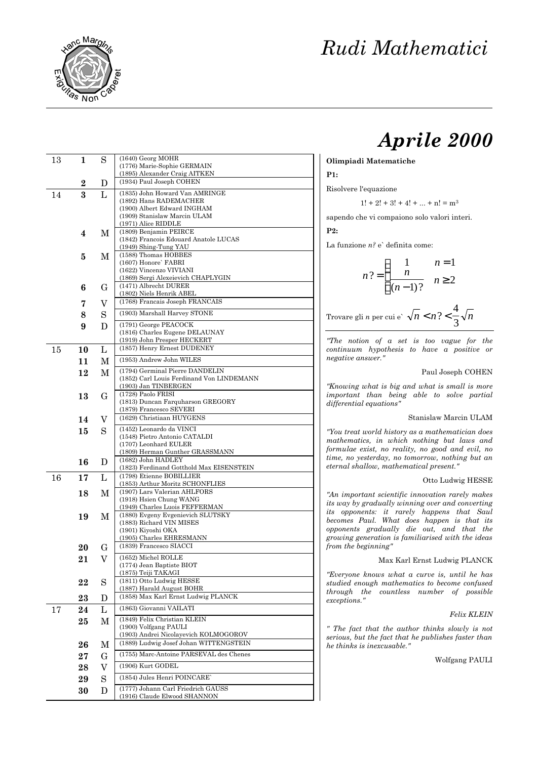# Rudi Mathematici

# Aprile 2000

| | | | |
|---|---|---|---|
| 13 | **1** | S | (1640) Georg MOHR<br>(1776) Marie-Sophie GERMAIN<br>(1895) Alexander Craig AITKEN |
| | **2** | D | (1934) Paul Joseph COHEN |
| 14 | **3** | L | (1835) John Howard Van AMRINGE<br>(1892) Hans RADEMACHER<br>(1900) Albert Edward INGHAM<br>(1909) Stanislaw Marcin ULAM<br>(1971) Alice RIDDLE |
| | **4** | M | (1809) Benjamin PEIRCE<br>(1842) Francois Edouard Anatole LUCAS<br>(1949) Shing-Tung YAU |
| | **5** | M | (1588) Thomas HOBBES<br>(1607) Honore` FABRI<br>(1622) Vincenzo VIVIANI<br>(1869) Sergi Alexeievich CHAPLYGIN |
| | **6** | G | (1471) Albrecht DURER<br>(1802) Niels Henrik ABEL |
| | **7** | V | (1768) Francais Joseph FRANCAIS |
| | **8** | S | (1903) Marshall Harvey STONE |
| | **9** | D | (1791) George PEACOCK<br>(1816) Charles Eugene DELAUNAY<br>(1919) John Presper HECKERT |
| 15 | **10** | L | (1857) Henry Ernest DUDENEY |
| | **11** | M | (1953) Andrew John WILES |
| | **12** | M | (1794) Germinal Pierre DANDELIN<br>(1852) Carl Louis Ferdinand Von LINDEMANN<br>(1903) Jan TINBERGEN |
| | **13** | G | (1728) Paolo FRISI<br>(1813) Duncan Farquharson GREGORY<br>(1879) Francesco SEVERI |
| | **14** | V | (1629) Christiaan HUYGENS |
| | **15** | S | (1452) Leonardo da VINCI<br>(1548) Pietro Antonio CATALDI<br>(1707) Leonhard EULER<br>(1809) Herman Gunther GRASSMANN |
| | **16** | D | (1682) John HADLEY<br>(1823) Ferdinand Gotthold Max EISENSTEIN |
| 16 | **17** | L | (1798) Etienne BOBILLIER<br>(1853) Arthur Moritz SCHONFLIES |
| | **18** | M | (1907) Lars Valerian AHLFORS<br>(1918) Hsien Chung WANG<br>(1949) Charles Luois FEFFERMAN |
| | **19** | M | (1880) Evgeny Evgenievich SLUTSKY<br>(1883) Richard VIN MISES<br>(1901) Kiyoshi OKA<br>(1905) Charles EHRESMANN |
| | **20** | G | (1839) Francesco SIACCI |
| | **21** | V | (1652) Michel ROLLE<br>(1774) Jean Baptiste BIOT<br>(1875) Teiji TAKAGI |
| | **22** | S | (1811) Otto Ludwig HESSE<br>(1887) Harald August BOHR |
| | **23** | D | (1858) Max Karl Ernst Ludwig PLANCK |
| 17 | **24** | L | (1863) Giovanni VAILATI |
| | **25** | M | (1849) Felix Christian KLEIN<br>(1900) Volfgang PAULI<br>(1903) Andrei Nicolayevich KOLMOGOROV |
| | **26** | M | (1889) Ludwig Josef Johan WITTENGSTEIN |
| | **27** | G | (1755) Marc-Antoine PARSEVAL des Chenes |
| | **28** | V | (1906) Kurt GODEL |
| | **29** | S | (1854) Jules Henri POINCARE` |
| | **30** | D | (1777) Johann Carl Friedrich GAUSS<br>(1916) Claude Elwood SHANNON |

**Olimpiadi Matematiche**

**P1:**

Risolvere l'equazione

$$1! + 2! + 3! + 4! + ... + n! = m^3$$

sapendo che vi compaiono solo valori interi.

**P2:**

La funzione $n?$ e` definita come:

$$n? = \begin{cases} 1 & n = 1 \\ \dfrac{n}{(n-1)?} & n \geq 2 \end{cases}$$

Trovare gli $n$ per cui e` $\sqrt{n} < n? < \frac{4}{3}\sqrt{n}$

*"The notion of a set is too vague for the continuum hypothesis to have a positive or negative answer."*

Paul Joseph COHEN

*"Knowing what is big and what is small is more important than being able to solve partial differential equations"*

Stanislaw Marcin ULAM

*"You treat world history as a mathematician does mathematics, in which nothing but laws and formulae exist, no reality, no good and evil, no time, no yesterday, no tomorrow, nothing but an eternal shallow, mathematical present."*

Otto Ludwig HESSE

*"An important scientific innovation rarely makes its way by gradually winning over and converting its opponents: it rarely happens that Saul becomes Paul. What does happen is that its opponents gradually die out, and that the growing generation is familiarised with the ideas from the beginning"*

Max Karl Ernst Ludwig PLANCK

*"Everyone knows what a curve is, until he has studied enough mathematics to become confused through the countless number of possible exceptions."*

*Felix KLEIN*

*" The fact that the author thinks slowly is not serious, but the fact that he publishes faster than he thinks is inexcusable."*

Wolfgang PAULI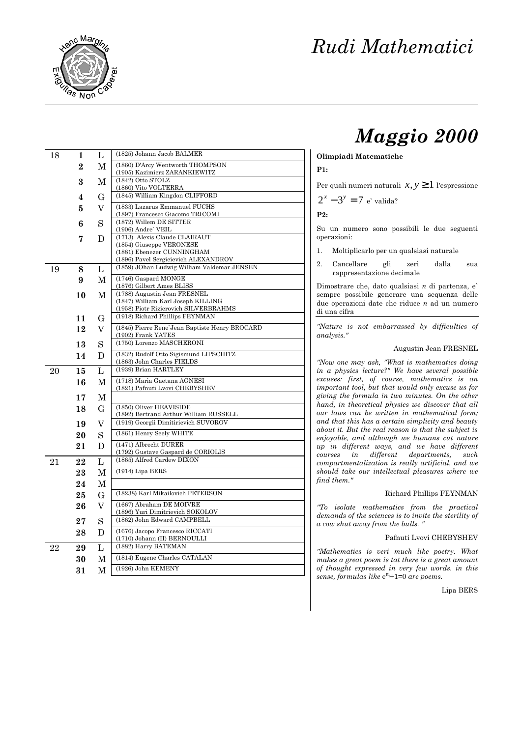# Rudi Mathematici

# Maggio 2000

| | | | |
|---|---|---|---|
| 18 | **1** | L | (1825) Johann Jacob BALMER |
| | **2** | M | (1860) D'Arcy Wentworth THOMPSON (1905) Kazimierz ZARANKIEWITZ |
| | **3** | M | (1842) Otto STOLZ (1860) Vito VOLTERRA |
| | **4** | G | (1845) William Kingdon CLIFFORD |
| | **5** | V | (1833) Lazarus Emmanuel FUCHS (1897) Francesco Giacomo TRICOMI |
| | **6** | S | (1872) Willem DE SITTER (1906) Andre` VEIL |
| | **7** | D | (1713) Alexis Claude CLAIRAUT (1854) Giuseppe VERONESE (1881) Ebenezer CUNNINGHAM (1896) Pavel Sergieievich ALEXANDROV |
| 19 | **8** | L | (1859) JOhan Ludwig William Valdemar JENSEN |
| | **9** | M | (1746) Gaspard MONGE (1876) Gilbert Ames BLISS |
| | **10** | M | (1788) Augustin Jean FRESNEL (1847) William Karl Joseph KILLING (1958) Piotr Rizierovich SILVERBRAHMS |
| | **11** | G | (1918) Richard Phillips FEYNMAN |
| | **12** | V | (1845) Pierre Rene`Jean Baptiste Henry BROCARD (1902) Frank YATES |
| | **13** | S | (1750) Lorenzo MASCHERONI |
| | **14** | D | (1832) Rudolf Otto Sigismund LIPSCHITZ (1863) John Charles FIELDS |
| 20 | **15** | L | (1939) Brian HARTLEY |
| | **16** | M | (1718) Maria Gaetana AGNESI (1821) Pafnuti Lvovi CHEBYSHEV |
| | **17** | M | |
| | **18** | G | (1850) Oliver HEAVISIDE (1892) Bertrand Arthur William RUSSELL |
| | **19** | V | (1919) Georgii Dimitirievich SUVOROV |
| | **20** | S | (1861) Henry Seely WHITE |
| | **21** | D | (1471) Albrecht DURER (1792) Gustave Gaspard de CORIOLIS |
| 21 | **22** | L | (1865) Alfred Cardew DIXON |
| | **23** | M | (1914) Lipa BERS |
| | **24** | M | |
| | **25** | G | (18238) Karl Mikailovich PETERSON |
| | **26** | V | (1667) Abraham DE MOIVRE (1896) Yuri Dimitrievich SOKOLOV |
| | **27** | S | (1862) John Edward CAMPBELL |
| | **28** | D | (1676) Jacopo Francesco RICCATI (1710) Johann (II) BERNOULLI |
| 22 | **29** | L | (1882) Harry BATEMAN |
| | **30** | M | (1814) Eugene Charles CATALAN |
| | **31** | M | (1926) John KEMENY |

**Olimpiadi Matematiche**

**P1:**

Per quali numeri naturali $x, y \geq 1$ l'espressione $2^x - 3^y = 7$ e` valida?

**P2:**

Su un numero sono possibili le due seguenti operazioni:

1. Moltiplicarlo per un qualsiasi naturale
2. Cancellare gli zeri dalla sua rappresentazione decimale

Dimostrare che, dato qualsiasi *n* di partenza, e` sempre possibile generare una sequenza delle due operazioni date che riduce *n* ad un numero di una cifra

---

*"Nature is not embarrassed by difficulties of analysis."*

Augustin Jean FRESNEL

*"Now one may ask, "What is mathematics doing in a physics lecture?" We have several possible excuses: first, of course, mathematics is an important tool, but that would only excuse us for giving the formula in two minutes. On the other hand, in theoretical physics we discover that all our laws can be written in mathematical form; and that this has a certain simplicity and beauty about it. But the real reason is that the subject is enjoyable, and although we humans cut nature up in different ways, and we have different courses in different departments, such compartmentalization is really artificial, and we should take our intellectual pleasures where we find them."*

Richard Phillips FEYNMAN

*"To isolate mathematics from the practical demands of the sciences is to invite the sterility of a cow shut away from the bulls. "*

Pafnuti Lvovi CHEBYSHEV

*"Mathematics is veri much like poetry. What makes a great poem is tat there is a great amount of thought expressed in very few words. in this sense, formulas like* $e^{\pi i}+1=0$ *are poems.*

Lipa BERS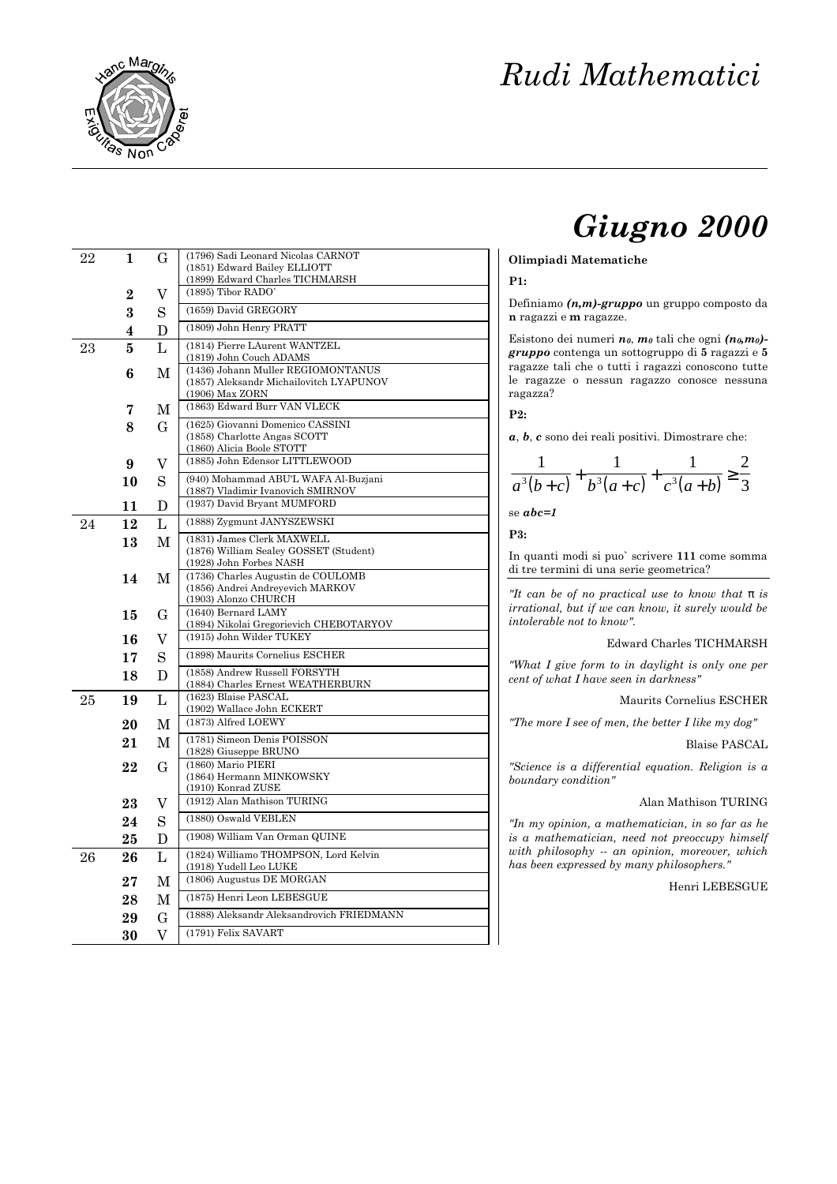# Rudi Mathematici

# Giugno 2000

| | | | |
|---|---|---|---|
| 22 | **1** | G | (1796) Sadi Leonard Nicolas CARNOT<br>(1851) Edward Bailey ELLIOTT<br>(1899) Edward Charles TICHMARSH |
| | **2** | V | (1895) Tibor RADO` |
| | **3** | S | (1659) David GREGORY |
| | **4** | D | (1809) John Henry PRATT |
| 23 | **5** | L | (1814) Pierre LAurent WANTZEL<br>(1819) John Couch ADAMS |
| | **6** | M | (1436) Johann Muller REGIOMONTANUS<br>(1857) Aleksandr Michailovitch LYAPUNOV<br>(1906) Max ZORN |
| | **7** | M | (1863) Edward Burr VAN VLECK |
| | **8** | G | (1625) Giovanni Domenico CASSINI<br>(1858) Charlotte Angas SCOTT<br>(1860) Alicia Boole STOTT |
| | **9** | V | (1885) John Edensor LITTLEWOOD |
| | **10** | S | (940) Mohammad ABU'L WAFA Al-Buzjani<br>(1887) Vladimir Ivanovich SMIRNOV |
| | **11** | D | (1937) David Bryant MUMFORD |
| 24 | **12** | L | (1888) Zygmunt JANYSZEWSKI |
| | **13** | M | (1831) James Clerk MAXWELL<br>(1876) William Sealey GOSSET (Student)<br>(1928) John Forbes NASH |
| | **14** | M | (1736) Charles Augustin de COULOMB<br>(1856) Andrei Andreyevich MARKOV<br>(1903) Alonzo CHURCH |
| | **15** | G | (1640) Bernard LAMY<br>(1894) Nikolai Gregorievich CHEBOTARYOV |
| | **16** | V | (1915) John Wilder TUKEY |
| | **17** | S | (1898) Maurits Cornelius ESCHER |
| | **18** | D | (1858) Andrew Russell FORSYTH<br>(1884) Charles Ernest WEATHERBURN |
| 25 | **19** | L | (1623) Blaise PASCAL<br>(1902) Wallace John ECKERT |
| | **20** | M | (1873) Alfred LOEWY |
| | **21** | M | (1781) Simeon Denis POISSON<br>(1828) Giuseppe BRUNO |
| | **22** | G | (1860) Mario PIERI<br>(1864) Hermann MINKOWSKY<br>(1910) Konrad ZUSE |
| | **23** | V | (1912) Alan Mathison TURING |
| | **24** | S | (1880) Oswald VEBLEN |
| | **25** | D | (1908) William Van Orman QUINE |
| 26 | **26** | L | (1824) Williamo THOMPSON, Lord Kelvin<br>(1918) Yudell Leo LUKE |
| | **27** | M | (1806) Augustus DE MORGAN |
| | **28** | M | (1875) Henri Leon LEBESGUE |
| | **29** | G | (1888) Aleksandr Aleksandrovich FRIEDMANN |
| | **30** | V | (1791) Felix SAVART |

**Olimpiadi Matematiche**

**P1:**

Definiamo ***(n,m)-gruppo*** un gruppo composto da **n** ragazzi e **m** ragazze.

Esistono dei numeri $n_0$, $m_0$ tali che ogni ***$(n_0,m_0)$-gruppo*** contenga un sottogruppo di **5** ragazzi e **5** ragazze tali che o tutti i ragazzi conoscono tutte le ragazze o nessun ragazzo conosce nessuna ragazza?

**P2:**

***a***, ***b***, ***c*** sono dei reali positivi. Dimostrare che:

$$\frac{1}{a^3(b+c)}+\frac{1}{b^3(a+c)}+\frac{1}{c^3(a+b)}\geq\frac{2}{3}$$

se ***abc=1***

**P3:**

In quanti modi si puo` scrivere **111** come somma di tre termini di una serie geometrica?

*"It can be of no practical use to know that π is irrational, but if we can know, it surely would be intolerable not to know".*

Edward Charles TICHMARSH

*"What I give form to in daylight is only one per cent of what I have seen in darkness"*

Maurits Cornelius ESCHER

*"The more I see of men, the better I like my dog"*

Blaise PASCAL

*"Science is a differential equation. Religion is a boundary condition"*

Alan Mathison TURING

*"In my opinion, a mathematician, in so far as he is a mathematician, need not preoccupy himself with philosophy -- an opinion, moreover, which has been expressed by many philosophers."*

Henri LEBESGUE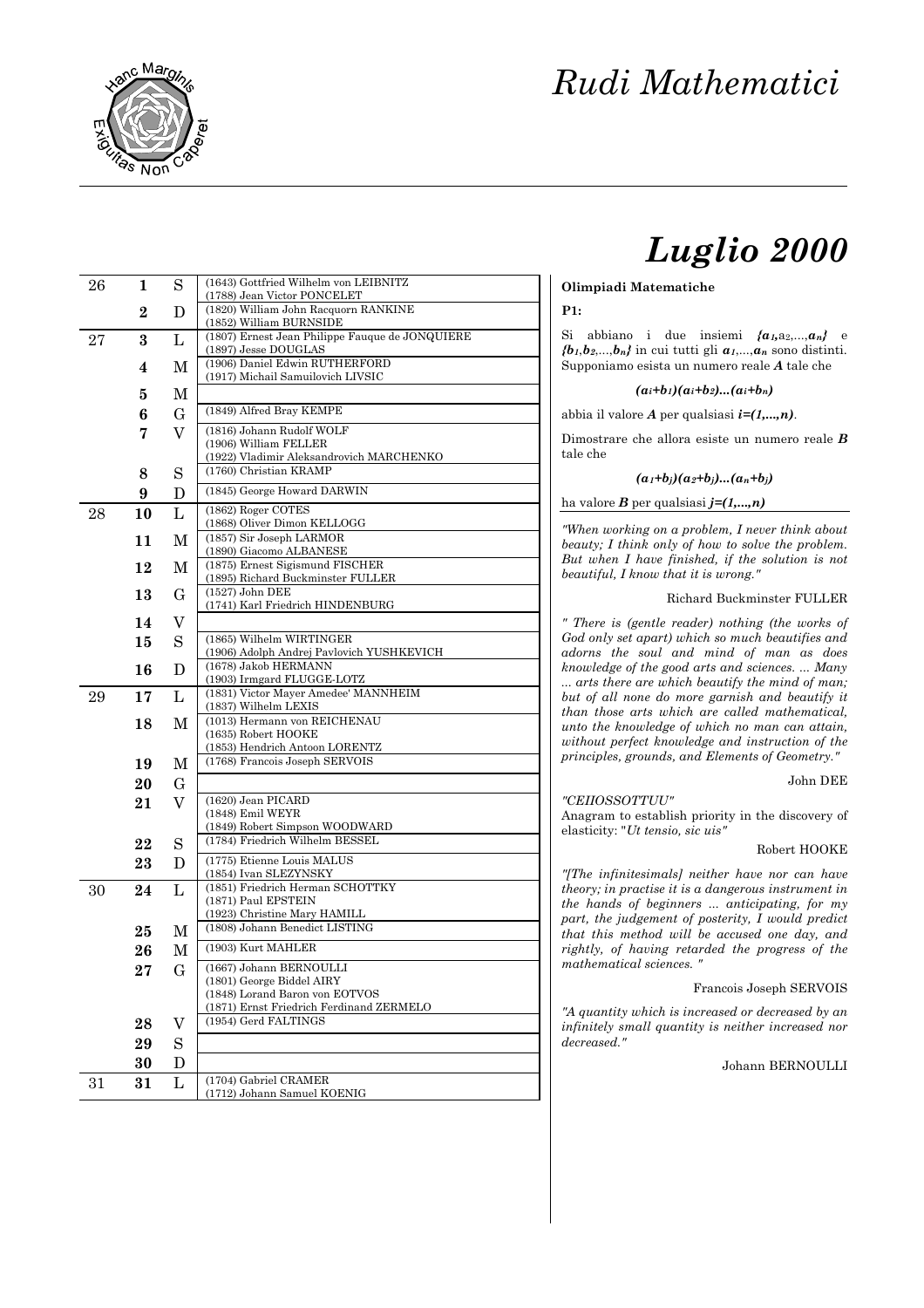# Rudi Mathematici

## Luglio 2000

| | | | |
|---|---|---|---|
| 26 | **1** | S | (1643) Gottfried Wilhelm von LEIBNITZ<br>(1788) Jean Victor PONCELET |
| | **2** | D | (1820) William John Racquorn RANKINE<br>(1852) William BURNSIDE |
| 27 | **3** | L | (1807) Ernest Jean Philippe Fauque de JONQUIERE<br>(1897) Jesse DOUGLAS |
| | **4** | M | (1906) Daniel Edwin RUTHERFORD<br>(1917) Michail Samuilovich LIVSIC |
| | **5** | M | |
| | **6** | G | (1849) Alfred Bray KEMPE |
| | **7** | V | (1816) Johann Rudolf WOLF<br>(1906) William FELLER<br>(1922) Vladimir Aleksandrovich MARCHENKO |
| | **8** | S | (1760) Christian KRAMP |
| | **9** | D | (1845) George Howard DARWIN |
| 28 | **10** | L | (1862) Roger COTES<br>(1868) Oliver Dimon KELLOGG |
| | **11** | M | (1857) Sir Joseph LARMOR<br>(1890) Giacomo ALBANESE |
| | **12** | M | (1875) Ernest Sigismund FISCHER<br>(1895) Richard Buckminster FULLER |
| | **13** | G | (1527) John DEE<br>(1741) Karl Friedrich HINDENBURG |
| | **14** | V | |
| | **15** | S | (1865) Wilhelm WIRTINGER<br>(1906) Adolph Andrej Pavlovich YUSHKEVICH |
| | **16** | D | (1678) Jakob HERMANN<br>(1903) Irmgard FLUGGE-LOTZ |
| 29 | **17** | L | (1831) Victor Mayer Amedee' MANNHEIM<br>(1837) Wilhelm LEXIS |
| | **18** | M | (1013) Hermann von REICHENAU<br>(1635) Robert HOOKE<br>(1853) Hendrich Antoon LORENTZ |
| | **19** | M | (1768) Francois Joseph SERVOIS |
| | **20** | G | |
| | **21** | V | (1620) Jean PICARD<br>(1848) Emil WEYR<br>(1849) Robert Simpson WOODWARD |
| | **22** | S | (1784) Friedrich Wilhelm BESSEL |
| | **23** | D | (1775) Etienne Louis MALUS<br>(1854) Ivan SLEZYNSKY |
| 30 | **24** | L | (1851) Friedrich Herman SCHOTTKY<br>(1871) Paul EPSTEIN<br>(1923) Christine Mary HAMILL |
| | **25** | M | (1808) Johann Benedict LISTING |
| | **26** | M | (1903) Kurt MAHLER |
| | **27** | G | (1667) Johann BERNOULLI<br>(1801) George Biddel AIRY<br>(1848) Lorand Baron von EOTVOS<br>(1871) Ernst Friedrich Ferdinand ZERMELO |
| | **28** | V | (1954) Gerd FALTINGS |
| | **29** | S | |
| | **30** | D | |
| 31 | **31** | L | (1704) Gabriel CRAMER<br>(1712) Johann Samuel KOENIG |

**Olimpiadi Matematiche**

**P1:**

Si abbiano i due insiemi $\{a_1, a_2, \ldots, a_n\}$ e $\{b_1, b_2, \ldots, b_n\}$ in cui tutti gli $a_1, \ldots, a_n$ sono distinti. Supponiamo esista un numero reale $A$ tale che

$$(a_i+b_1)(a_i+b_2)\ldots(a_i+b_n)$$

abbia il valore $A$ per qualsiasi $i=(1,\ldots,n)$.

Dimostrare che allora esiste un numero reale $B$ tale che

$$(a_1+b_j)(a_2+b_j)\ldots(a_n+b_j)$$

ha valore $B$ per qualsiasi $j=(1,\ldots,n)$

*"When working on a problem, I never think about beauty; I think only of how to solve the problem. But when I have finished, if the solution is not beautiful, I know that it is wrong."*

Richard Buckminster FULLER

*" There is (gentle reader) nothing (the works of God only set apart) which so much beautifies and adorns the soul and mind of man as does knowledge of the good arts and sciences. ... Many ... arts there are which beautify the mind of man; but of all none do more garnish and beautify it than those arts which are called mathematical, unto the knowledge of which no man can attain, without perfect knowledge and instruction of the principles, grounds, and Elements of Geometry."*

John DEE

*"CEIIOSSOTTUU"*
Anagram to establish priority in the discovery of elasticity: "*Ut tensio, sic uis"*

Robert HOOKE

*"[The infinitesimals] neither have nor can have theory; in practise it is a dangerous instrument in the hands of beginners ... anticipating, for my part, the judgement of posterity, I would predict that this method will be accused one day, and rightly, of having retarded the progress of the mathematical sciences. "*

Francois Joseph SERVOIS

*"A quantity which is increased or decreased by an infinitely small quantity is neither increased nor decreased."*

Johann BERNOULLI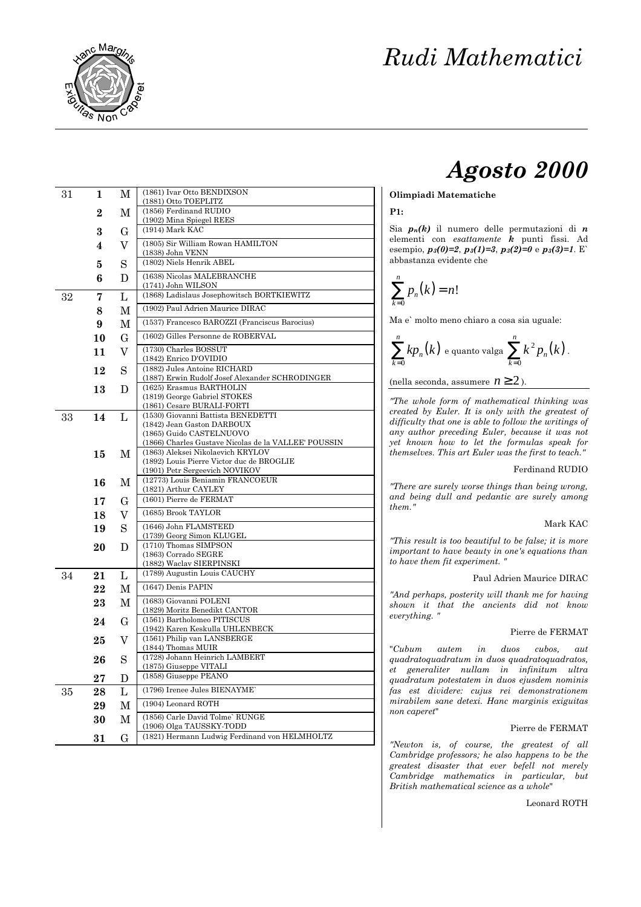# Rudi Mathematici

# Agosto 2000

| | | | |
|---|---|---|---|
| 31 | **1** | M | (1861) Ivar Otto BENDIXSON<br>(1881) Otto TOEPLITZ |
| | **2** | M | (1856) Ferdinand RUDIO<br>(1902) Mina Spiegel REES |
| | **3** | G | (1914) Mark KAC |
| | **4** | V | (1805) Sir William Rowan HAMILTON<br>(1838) John VENN |
| | **5** | S | (1802) Niels Henrik ABEL |
| | **6** | D | (1638) Nicolas MALEBRANCHE<br>(1741) John WILSON |
| 32 | **7** | L | (1868) Ladislaus Josephowitsch BORTKIEWITZ |
| | **8** | M | (1902) Paul Adrien Maurice DIRAC |
| | **9** | M | (1537) Francesco BAROZZI (Franciscus Barocius) |
| | **10** | G | (1602) Gilles Personne de ROBERVAL |
| | **11** | V | (1730) Charles BOSSUT<br>(1842) Enrico D'OVIDIO |
| | **12** | S | (1882) Jules Antoine RICHARD<br>(1887) Erwin Rudolf Josef Alexander SCHRODINGER |
| | **13** | D | (1625) Erasmus BARTHOLIN<br>(1819) George Gabriel STOKES<br>(1861) Cesare BURALI-FORTI |
| 33 | **14** | L | (1530) Giovanni Battista BENEDETTI<br>(1842) Jean Gaston DARBOUX<br>(1865) Guido CASTELNUOVO<br>(1866) Charles Gustave Nicolas de la VALLEE' POUSSIN |
| | **15** | M | (1863) Aleksei Nikolaevich KRYLOV<br>(1892) Louis Pierre Victor duc de BROGLIE<br>(1901) Petr Sergeevich NOVIKOV |
| | **16** | M | (12773) Louis Beniamin FRANCOEUR<br>(1821) Arthur CAYLEY |
| | **17** | G | (1601) Pierre de FERMAT |
| | **18** | V | (1685) Brook TAYLOR |
| | **19** | S | (1646) John FLAMSTEED<br>(1739) Georg Simon KLUGEL |
| | **20** | D | (1710) Thomas SIMPSON<br>(1863) Corrado SEGRE<br>(1882) Waclav SIERPINSKI |
| 34 | **21** | L | (1789) Augustin Louis CAUCHY |
| | **22** | M | (1647) Denis PAPIN |
| | **23** | M | (1683) Giovanni POLENI<br>(1829) Moritz Benedikt CANTOR |
| | **24** | G | (1561) Bartholomeo PITISCUS<br>(1942) Karen Keskulla UHLENBECK |
| | **25** | V | (1561) Philip van LANSBERGE<br>(1844) Thomas MUIR |
| | **26** | S | (1728) Johann Heinrich LAMBERT<br>(1875) Giuseppe VITALI |
| | **27** | D | (1858) Giuseppe PEANO |
| 35 | **28** | L | (1796) Irenee Jules BIENAYME` |
| | **29** | M | (1904) Leonard ROTH |
| | **30** | M | (1856) Carle David Tolme` RUNGE<br>(1906) Olga TAUSSKY-TODD |
| | **31** | G | (1821) Hermann Ludwig Ferdinand von HELMHOLTZ |

**Olimpiadi Matematiche**

**P1:**

Sia $p_n(k)$ il numero delle permutazioni di $n$ elementi con *esattamente* $k$ punti fissi. Ad esempio, $p_3(0)=2$, $p_3(1)=3$, $p_3(2)=0$ e $p_3(3)=1$. E` abbastanza evidente che

$$\sum_{k=0}^{n} p_n(k) = n!$$

Ma e` molto meno chiaro a cosa sia uguale:

$$\sum_{k=0}^{n} k p_n(k) \text{ e quanto valga } \sum_{k=0}^{n} k^2 p_n(k).$$

(nella seconda, assumere $n \geq 2$).

*"The whole form of mathematical thinking was created by Euler. It is only with the greatest of difficulty that one is able to follow the writings of any author preceding Euler, because it was not yet known how to let the formulas speak for themselves. This art Euler was the first to teach."*

Ferdinand RUDIO

*"There are surely worse things than being wrong, and being dull and pedantic are surely among them."*

Mark KAC

*"This result is too beautiful to be false; it is more important to have beauty in one's equations than to have them fit experiment. "*

Paul Adrien Maurice DIRAC

*"And perhaps, posterity will thank me for having shown it that the ancients did not know everything. "*

Pierre de FERMAT

"*Cubum autem in duos cubos, aut quadratoquadratum in duos quadratoquadratos, et generaliter nullam in infinitum ultra quadratum potestatem in duos ejusdem nominis fas est dividere: cujus rei demonstrationem mirabilem sane detexi. Hanc marginis exiguitas non caperet*"

Pierre de FERMAT

*"Newton is, of course, the greatest of all Cambridge professors; he also happens to be the greatest disaster that ever befell not merely Cambridge mathematics in particular, but British mathematical science as a whole*"

Leonard ROTH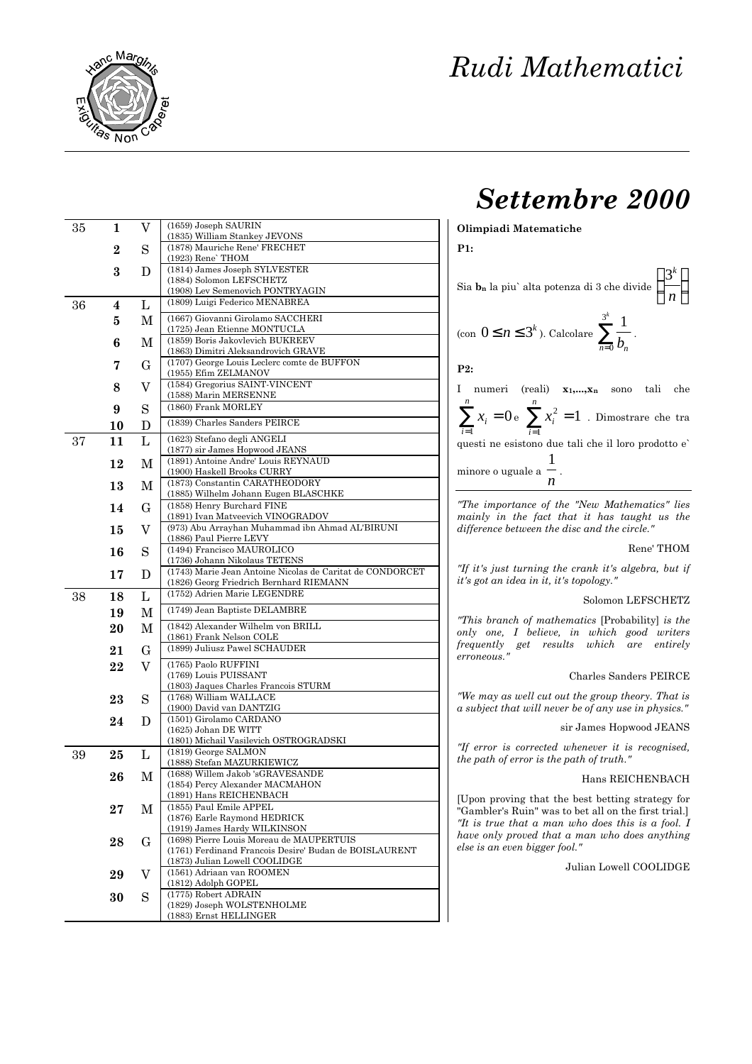# Rudi Mathematici

# Settembre 2000

| | | | |
|---|---|---|---|
| 35 | **1** | V | (1659) Joseph SAURIN<br>(1835) William Stankey JEVONS |
| | **2** | S | (1878) Mauriche Rene' FRECHET<br>(1923) Rene` THOM |
| | **3** | D | (1814) James Joseph SYLVESTER<br>(1884) Solomon LEFSCHETZ<br>(1908) Lev Semenovich PONTRYAGIN |
| 36 | **4** | L | (1809) Luigi Federico MENABREA |
| | **5** | M | (1667) Giovanni Girolamo SACCHERI<br>(1725) Jean Etienne MONTUCLA |
| | **6** | M | (1859) Boris Jakovlevich BUKREEV<br>(1863) Dimitri Aleksandrovich GRAVE |
| | **7** | G | (1707) George Louis Leclerc comte de BUFFON<br>(1955) Efim ZELMANOV |
| | **8** | V | (1584) Gregorius SAINT-VINCENT<br>(1588) Marin MERSENNE |
| | **9** | S | (1860) Frank MORLEY |
| | **10** | D | (1839) Charles Sanders PEIRCE |
| 37 | **11** | L | (1623) Stefano degli ANGELI<br>(1877) sir James Hopwood JEANS |
| | **12** | M | (1891) Antoine Andre' Louis REYNAUD<br>(1900) Haskell Brooks CURRY |
| | **13** | M | (1873) Constantin CARATHEODORY<br>(1885) Wilhelm Johann Eugen BLASCHKE |
| | **14** | G | (1858) Henry Burchard FINE<br>(1891) Ivan Matveevich VINOGRADOV |
| | **15** | V | (973) Abu Arrayhan Muhammad ibn Ahmad AL'BIRUNI<br>(1886) Paul Pierre LEVY |
| | **16** | S | (1494) Francisco MAUROLICO<br>(1736) Johann Nikolaus TETENS |
| | **17** | D | (1743) Marie Jean Antoine Nicolas de Caritat de CONDORCET<br>(1826) Georg Friedrich Bernhard RIEMANN |
| 38 | **18** | L | (1752) Adrien Marie LEGENDRE |
| | **19** | M | (1749) Jean Baptiste DELAMBRE |
| | **20** | M | (1842) Alexander Wilhelm von BRILL<br>(1861) Frank Nelson COLE |
| | **21** | G | (1899) Juliusz Pawel SCHAUDER |
| | **22** | V | (1765) Paolo RUFFINI<br>(1769) Louis PUISSANT<br>(1803) Jaques Charles Francois STURM |
| | **23** | S | (1768) William WALLACE<br>(1900) David van DANTZIG |
| | **24** | D | (1501) Girolamo CARDANO<br>(1625) Johan DE WITT<br>(1801) Michail Vasilevich OSTROGRADSKI |
| 39 | **25** | L | (1819) George SALMON<br>(1888) Stefan MAZURKIEWICZ |
| | **26** | M | (1688) Willem Jakob 'sGRAVESANDE<br>(1854) Percy Alexander MACMAHON<br>(1891) Hans REICHENBACH |
| | **27** | M | (1855) Paul Emile APPEL<br>(1876) Earle Raymond HEDRICK<br>(1919) James Hardy WILKINSON |
| | **28** | G | (1698) Pierre Louis Moreau de MAUPERTUIS<br>(1761) Ferdinand Francois Desire' Budan de BOISLAURENT<br>(1873) Julian Lowell COOLIDGE |
| | **29** | V | (1561) Adriaan van ROOMEN<br>(1812) Adolph GOPEL |
| | **30** | S | (1775) Robert ADRAIN<br>(1829) Joseph WOLSTENHOLME<br>(1883) Ernst HELLINGER |

**Olimpiadi Matematiche**

**P1:**

Sia $\mathbf{b_n}$ la piu` alta potenza di 3 che divide $\binom{3^k}{n}$ (con $0 \le n \le 3^k$). Calcolare $\sum_{n=0}^{3^k} \frac{1}{b_n}$.

**P2:**

I numeri (reali) $\mathbf{x_1,\ldots,x_n}$ sono tali che $\sum_{i=1}^{n} x_i = 0$ e $\sum_{i=1}^{n} x_i^2 = 1$. Dimostrare che tra questi ne esistono due tali che il loro prodotto e` minore o uguale a $-\frac{1}{n}$.

---

*"The importance of the "New Mathematics" lies mainly in the fact that it has taught us the difference between the disc and the circle."*

Rene' THOM

*"If it's just turning the crank it's algebra, but if it's got an idea in it, it's topology."*

Solomon LEFSCHETZ

*"This branch of mathematics* [Probability] *is the only one, I believe, in which good writers frequently get results which are entirely erroneous."*

Charles Sanders PEIRCE

*"We may as well cut out the group theory. That is a subject that will never be of any use in physics."*

sir James Hopwood JEANS

*"If error is corrected whenever it is recognised, the path of error is the path of truth."*

Hans REICHENBACH

[Upon proving that the best betting strategy for "Gambler's Ruin" was to bet all on the first trial.] *"It is true that a man who does this is a fool. I have only proved that a man who does anything else is an even bigger fool."*

Julian Lowell COOLIDGE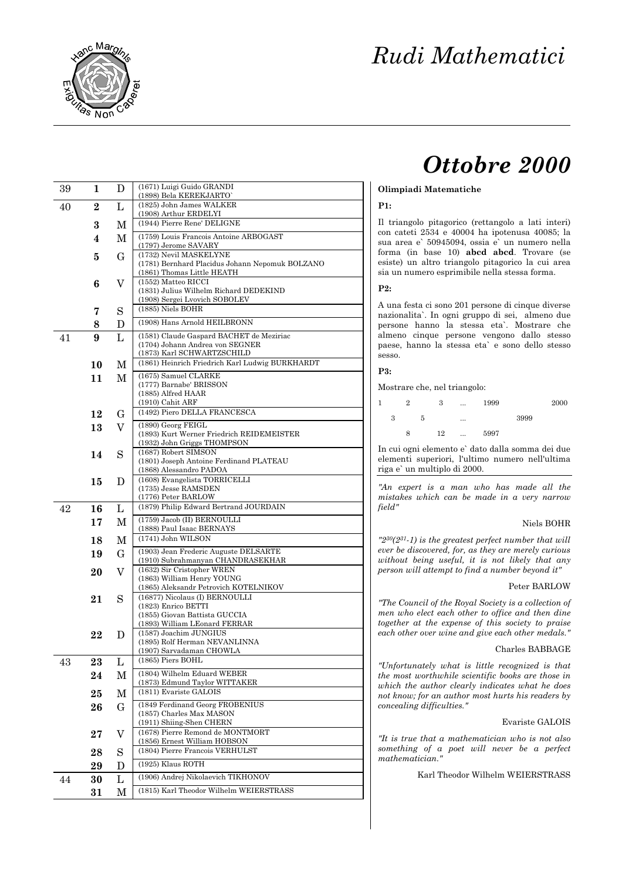# Rudi Mathematici

# Ottobre 2000

| | | | |
|---|---|---|---|
| 39 | **1** | D | (1671) Luigi Guido GRANDI<br>(1898) Bela KEREKJARTO` |
| 40 | **2** | L | (1825) John James WALKER<br>(1908) Arthur ERDELYI |
| | **3** | M | (1944) Pierre Rene' DELIGNE |
| | **4** | M | (1759) Louis Francois Antoine ARBOGAST<br>(1797) Jerome SAVARY |
| | **5** | G | (1732) Nevil MASKELYNE<br>(1781) Bernhard Placidus Johann Nepomuk BOLZANO<br>(1861) Thomas Little HEATH |
| | **6** | V | (1552) Matteo RICCI<br>(1831) Julius Wilhelm Richard DEDEKIND<br>(1908) Sergei Lvovich SOBOLEV |
| | **7** | S | (1885) Niels BOHR |
| | **8** | D | (1908) Hans Arnold HEILBRONN |
| 41 | **9** | L | (1581) Claude Gaspard BACHET de Meziriac<br>(1704) Johann Andrea von SEGNER<br>(1873) Karl SCHWARTZSCHILD |
| | **10** | M | (1861) Heinrich Friedrich Karl Ludwig BURKHARDT |
| | **11** | M | (1675) Samuel CLARKE<br>(1777) Barnabe' BRISSON<br>(1885) Alfred HAAR<br>(1910) Cahit ARF |
| | **12** | G | (1492) Piero DELLA FRANCESCA |
| | **13** | V | (1890) Georg FEIGL<br>(1893) Kurt Werner Friedrich REIDEMEISTER<br>(1932) John Griggs THOMPSON |
| | **14** | S | (1687) Robert SIMSON<br>(1801) Joseph Antoine Ferdinand PLATEAU<br>(1868) Alessandro PADOA |
| | **15** | D | (1608) Evangelista TORRICELLI<br>(1735) Jesse RAMSDEN<br>(1776) Peter BARLOW |
| 42 | **16** | L | (1879) Philip Edward Bertrand JOURDAIN |
| | **17** | M | (1759) Jacob (II) BERNOULLI<br>(1888) Paul Isaac BERNAYS |
| | **18** | M | (1741) John WILSON |
| | **19** | G | (1903) Jean Frederic Auguste DELSARTE<br>(1910) Subrahmanyan CHANDRASEKHAR |
| | **20** | V | (1632) Sir Cristopher WREN<br>(1863) William Henry YOUNG<br>(1865) Aleksandr Petrovich KOTELNIKOV |
| | **21** | S | (16877) Nicolaus (I) BERNOULLI<br>(1823) Enrico BETTI<br>(1855) Giovan Battista GUCCIA<br>(1893) William LEonard FERRAR |
| | **22** | D | (1587) Joachim JUNGIUS<br>(1895) Rolf Herman NEVANLINNA<br>(1907) Sarvadaman CHOWLA |
| 43 | **23** | L | (1865) Piers BOHL |
| | **24** | M | (1804) Wilhelm Eduard WEBER<br>(1873) Edmund Taylor WITTAKER |
| | **25** | M | (1811) Evariste GALOIS |
| | **26** | G | (1849 Ferdinand Georg FROBENIUS<br>(1857) Charles Max MASON<br>(1911) Shiing-Shen CHERN |
| | **27** | V | (1678) Pierre Remond de MONTMORT<br>(1856) Ernest William HOBSON |
| | **28** | S | (1804) Pierre Francois VERHULST |
| | **29** | D | (1925) Klaus ROTH |
| 44 | **30** | L | (1906) Andrej Nikolaevich TIKHONOV |
| | **31** | M | (1815) Karl Theodor Wilhelm WEIERSTRASS |

**Olimpiadi Matematiche**

**P1:**

Il triangolo pitagorico (rettangolo a lati interi) con cateti 2534 e 40004 ha ipotenusa 40085; la sua area e` 50945094, ossia e` un numero nella forma (in base 10) **abcd abcd**. Trovare (se esiste) un altro triangolo pitagorico la cui area sia un numero esprimibile nella stessa forma.

**P2:**

A una festa ci sono 201 persone di cinque diverse nazionalita`. In ogni gruppo di sei, almeno due persone hanno la stessa eta`. Mostrare che almeno cinque persone vengono dallo stesso paese, hanno la stessa eta` e sono dello stesso sesso.

**P3:**

Mostrare che, nel triangolo:

```
1     2     3     ...    1999        2000
   3     5        ...          3999
      8     12    ...    5997
```

In cui ogni elemento e` dato dalla somma dei due elementi superiori, l'ultimo numero nell'ultima riga e` un multiplo di 2000.

---

*"An expert is a man who has made all the mistakes which can be made in a very narrow field"*

Niels BOHR

*"$2^{30}(2^{31}-1)$ is the greatest perfect number that will ever be discovered, for, as they are merely curious without being useful, it is not likely that any person will attempt to find a number beyond it"*

Peter BARLOW

*"The Council of the Royal Society is a collection of men who elect each other to office and then dine together at the expense of this society to praise each other over wine and give each other medals."*

Charles BABBAGE

*"Unfortunately what is little recognized is that the most worthwhile scientific books are those in which the author clearly indicates what he does not know; for an author most hurts his readers by concealing difficulties."*

Evariste GALOIS

*"It is true that a mathematician who is not also something of a poet will never be a perfect mathematician."*

Karl Theodor Wilhelm WEIERSTRASS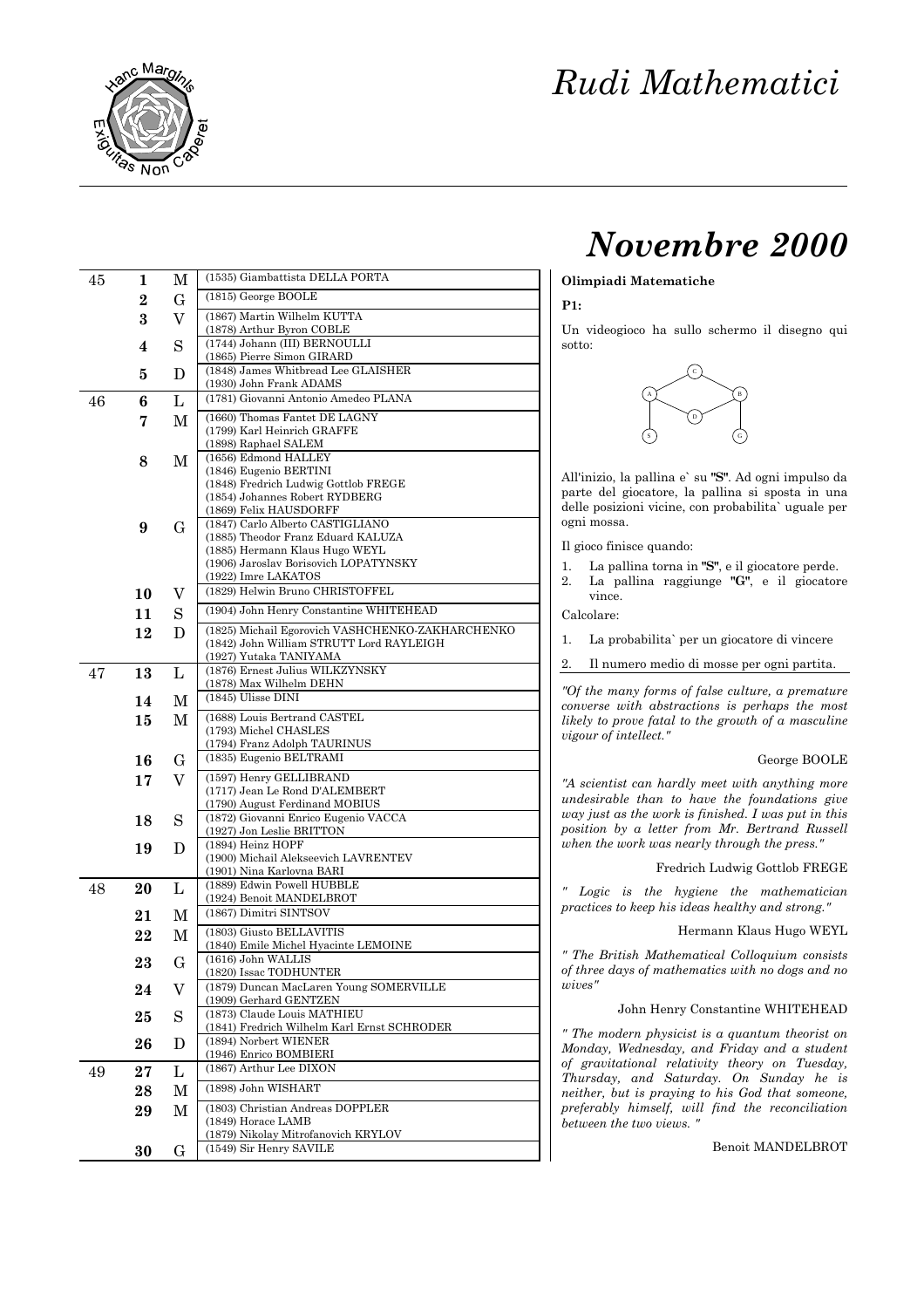# Rudi Mathematici

# Novembre 2000

| Sett. | Giorno | | Nati |
|---|---|---|---|
| 45 | 1 | M | (1535) Giambattista DELLA PORTA |
| | 2 | G | (1815) George BOOLE |
| | 3 | V | (1867) Martin Wilhelm KUTTA<br>(1878) Arthur Byron COBLE |
| | 4 | S | (1744) Johann (III) BERNOULLI<br>(1865) Pierre Simon GIRARD |
| | 5 | D | (1848) James Whitbread Lee GLAISHER<br>(1930) John Frank ADAMS |
| 46 | 6 | L | (1781) Giovanni Antonio Amedeo PLANA |
| | 7 | M | (1660) Thomas Fantet DE LAGNY<br>(1799) Karl Heinrich GRAFFE<br>(1898) Raphael SALEM |
| | 8 | M | (1656) Edmond HALLEY<br>(1846) Eugenio BERTINI<br>(1848) Fredrich Ludwig Gottlob FREGE<br>(1854) Johannes Robert RYDBERG<br>(1869) Felix HAUSDORFF |
| | 9 | G | (1847) Carlo Alberto CASTIGLIANO<br>(1885) Theodor Franz Eduard KALUZA<br>(1885) Hermann Klaus Hugo WEYL<br>(1906) Jaroslav Borisovich LOPATYNSKY<br>(1922) Imre LAKATOS |
| | 10 | V | (1829) Helwin Bruno CHRISTOFFEL |
| | 11 | S | (1904) John Henry Constantine WHITEHEAD |
| | 12 | D | (1825) Michail Egorovich VASHCHENKO-ZAKHARCHENKO<br>(1842) John William STRUTT Lord RAYLEIGH<br>(1927) Yutaka TANIYAMA |
| 47 | 13 | L | (1876) Ernest Julius WILKZYNSKY<br>(1878) Max Wilhelm DEHN |
| | 14 | M | (1845) Ulisse DINI |
| | 15 | M | (1688) Louis Bertrand CASTEL<br>(1793) Michel CHASLES<br>(1794) Franz Adolph TAURINUS |
| | 16 | G | (1835) Eugenio BELTRAMI |
| | 17 | V | (1597) Henry GELLIBRAND<br>(1717) Jean Le Rond D'ALEMBERT<br>(1790) August Ferdinand MOBIUS |
| | 18 | S | (1872) Giovanni Enrico Eugenio VACCA<br>(1927) Jon Leslie BRITTON |
| | 19 | D | (1894) Heinz HOPF<br>(1900) Michail Alekseevich LAVRENTEV<br>(1901) Nina Karlovna BARI |
| 48 | 20 | L | (1889) Edwin Powell HUBBLE<br>(1924) Benoit MANDELBROT |
| | 21 | M | (1867) Dimitri SINTSOV |
| | 22 | M | (1803) Giusto BELLAVITIS<br>(1840) Emile Michel Hyacinte LEMOINE |
| | 23 | G | (1616) John WALLIS<br>(1820) Issac TODHUNTER |
| | 24 | V | (1879) Duncan MacLaren Young SOMERVILLE<br>(1909) Gerhard GENTZEN |
| | 25 | S | (1873) Claude Louis MATHIEU<br>(1841) Fredrich Wilhelm Karl Ernst SCHRODER |
| | 26 | D | (1894) Norbert WIENER<br>(1946) Enrico BOMBIERI |
| 49 | 27 | L | (1867) Arthur Lee DIXON |
| | 28 | M | (1898) John WISHART |
| | 29 | M | (1803) Christian Andreas DOPPLER<br>(1849) Horace LAMB<br>(1879) Nikolay Mitrofanovich KRYLOV |
| | 30 | G | (1549) Sir Henry SAVILE |

**Olimpiadi Matematiche**

**P1:**

Un videogioco ha sullo schermo il disegno qui sotto:

(Nodi: C, A, B, D, S, G)

All'inizio, la pallina e` su "S". Ad ogni impulso da parte del giocatore, la pallina si sposta in una delle posizioni vicine, con probabilita` uguale per ogni mossa.

Il gioco finisce quando:

1. La pallina torna in "S", e il giocatore perde.
2. La pallina raggiunge "G", e il giocatore vince.

Calcolare:

1. La probabilita` per un giocatore di vincere
2. Il numero medio di mosse per ogni partita.

*"Of the many forms of false culture, a premature converse with abstractions is perhaps the most likely to prove fatal to the growth of a masculine vigour of intellect."*

George BOOLE

*"A scientist can hardly meet with anything more undesirable than to have the foundations give way just as the work is finished. I was put in this position by a letter from Mr. Bertrand Russell when the work was nearly through the press."*

Fredrich Ludwig Gottlob FREGE

*" Logic is the hygiene the mathematician practices to keep his ideas healthy and strong."*

Hermann Klaus Hugo WEYL

*" The British Mathematical Colloquium consists of three days of mathematics with no dogs and no wives"*

John Henry Constantine WHITEHEAD

*" The modern physicist is a quantum theorist on Monday, Wednesday, and Friday and a student of gravitational relativity theory on Tuesday, Thursday, and Saturday. On Sunday he is neither, but is praying to his God that someone, preferably himself, will find the reconciliation between the two views. "*

Benoit MANDELBROT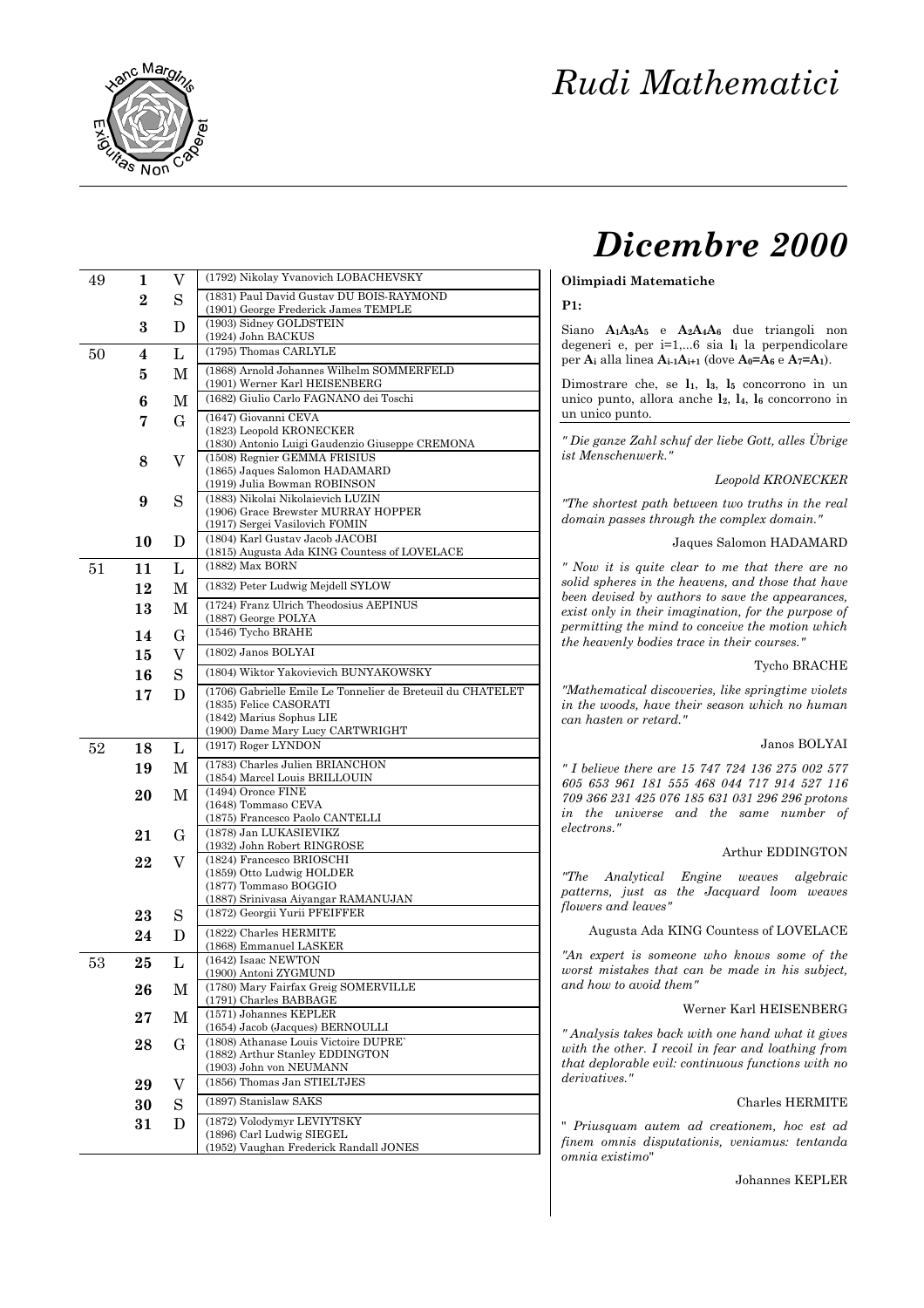# Rudi Mathematici

# Dicembre 2000

| | | | |
|---|---|---|---|
| 49 | **1** | V | (1792) Nikolay Yvanovich LOBACHEVSKY |
| | **2** | S | (1831) Paul David Gustav DU BOIS-RAYMOND<br>(1901) George Frederick James TEMPLE |
| | **3** | D | (1903) Sidney GOLDSTEIN<br>(1924) John BACKUS |
| 50 | **4** | L | (1795) Thomas CARLYLE |
| | **5** | M | (1868) Arnold Johannes Wilhelm SOMMERFELD<br>(1901) Werner Karl HEISENBERG |
| | **6** | M | (1682) Giulio Carlo FAGNANO dei Toschi |
| | **7** | G | (1647) Giovanni CEVA<br>(1823) Leopold KRONECKER<br>(1830) Antonio Luigi Gaudenzio Giuseppe CREMONA |
| | **8** | V | (1508) Regnier GEMMA FRISIUS<br>(1865) Jaques Salomon HADAMARD<br>(1919) Julia Bowman ROBINSON |
| | **9** | S | (1883) Nikolai Nikolaievich LUZIN<br>(1906) Grace Brewster MURRAY HOPPER<br>(1917) Sergei Vasilovich FOMIN |
| | **10** | D | (1804) Karl Gustav Jacob JACOBI<br>(1815) Augusta Ada KING Countess of LOVELACE |
| 51 | **11** | L | (1882) Max BORN |
| | **12** | M | (1832) Peter Ludwig Mejdell SYLOW |
| | **13** | M | (1724) Franz Ulrich Theodosius AEPINUS<br>(1887) George POLYA |
| | **14** | G | (1546) Tycho BRAHE |
| | **15** | V | (1802) Janos BOLYAI |
| | **16** | S | (1804) Wiktor Yakovievich BUNYAKOWSKY |
| | **17** | D | (1706) Gabrielle Emile Le Tonnelier de Breteuil du CHATELET<br>(1835) Felice CASORATI<br>(1842) Marius Sophus LIE<br>(1900) Dame Mary Lucy CARTWRIGHT |
| 52 | **18** | L | (1917) Roger LYNDON |
| | **19** | M | (1783) Charles Julien BRIANCHON<br>(1854) Marcel Louis BRILLOUIN |
| | **20** | M | (1494) Oronce FINE<br>(1648) Tommaso CEVA<br>(1875) Francesco Paolo CANTELLI |
| | **21** | G | (1878) Jan LUKASIEVIKZ<br>(1932) John Robert RINGROSE |
| | **22** | V | (1824) Francesco BRIOSCHI<br>(1859) Otto Ludwig HOLDER<br>(1877) Tommaso BOGGIO<br>(1887) Srinivasa Aiyangar RAMANUJAN |
| | **23** | S | (1872) Georgii Yurii PFEIFFER |
| | **24** | D | (1822) Charles HERMITE<br>(1868) Emmanuel LASKER |
| 53 | **25** | L | (1642) Isaac NEWTON<br>(1900) Antoni ZYGMUND |
| | **26** | M | (1780) Mary Fairfax Greig SOMERVILLE<br>(1791) Charles BABBAGE |
| | **27** | M | (1571) Johannes KEPLER<br>(1654) Jacob (Jacques) BERNOULLI |
| | **28** | G | (1808) Athanase Louis Victoire DUPRE`<br>(1882) Arthur Stanley EDDINGTON<br>(1903) John von NEUMANN |
| | **29** | V | (1856) Thomas Jan STIELTJES |
| | **30** | S | (1897) Stanislaw SAKS |
| | **31** | D | (1872) Volodymyr LEVIYTSKY<br>(1896) Carl Ludwig SIEGEL<br>(1952) Vaughan Frederick Randall JONES |

**Olimpiadi Matematiche**

**P1:**

Siano $A_1A_3A_5$ e $A_2A_4A_6$ due triangoli non degeneri e, per i=1,...6 sia $l_i$ la perpendicolare per $A_i$ alla linea $A_{i-1}A_{i+1}$ (dove $A_0=A_6$ e $A_7=A_1$).

Dimostrare che, se $l_1$, $l_3$, $l_5$ concorrono in un unico punto, allora anche $l_2$, $l_4$, $l_6$ concorrono in un unico punto.

*" Die ganze Zahl schuf der liebe Gott, alles Übrige ist Menschenwerk."*

*Leopold KRONECKER*

*"The shortest path between two truths in the real domain passes through the complex domain."*

Jaques Salomon HADAMARD

*" Now it is quite clear to me that there are no solid spheres in the heavens, and those that have been devised by authors to save the appearances, exist only in their imagination, for the purpose of permitting the mind to conceive the motion which the heavenly bodies trace in their courses."*

Tycho BRACHE

*"Mathematical discoveries, like springtime violets in the woods, have their season which no human can hasten or retard."*

Janos BOLYAI

*" I believe there are 15 747 724 136 275 002 577 605 653 961 181 555 468 044 717 914 527 116 709 366 231 425 076 185 631 031 296 296 protons in the universe and the same number of electrons."*

Arthur EDDINGTON

*"The Analytical Engine weaves algebraic patterns, just as the Jacquard loom weaves flowers and leaves"*

Augusta Ada KING Countess of LOVELACE

*"An expert is someone who knows some of the worst mistakes that can be made in his subject, and how to avoid them"*

Werner Karl HEISENBERG

*" Analysis takes back with one hand what it gives with the other. I recoil in fear and loathing from that deplorable evil: continuous functions with no derivatives."*

Charles HERMITE

" *Priusquam autem ad creationem, hoc est ad finem omnis disputationis, veniamus: tentanda omnia existimo*"

Johannes KEPLER